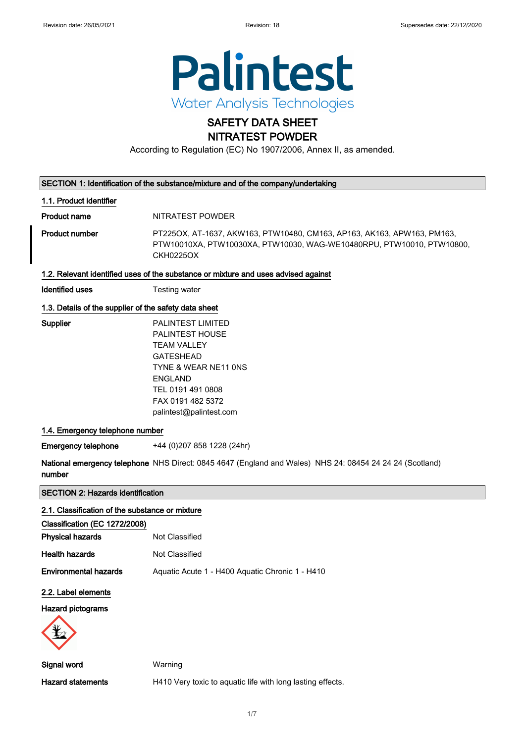Revision date: 26/05/2021 Revision: 18 Supersedes date: 22/12/2020

Palintest
Water Analysis Technologies

# SAFETY DATA SHEET
# NITRATEST POWDER

According to Regulation (EC) No 1907/2006, Annex II, as amended.

## SECTION 1: Identification of the substance/mixture and of the company/undertaking

### 1.1. Product identifier

**Product name** NITRATEST POWDER

**Product number** PT225OX, AT-1637, AKW163, PTW10480, CM163, AP163, AK163, APW163, PM163, PTW10010XA, PTW10030XA, PTW10030, WAG-WE10480RPU, PTW10010, PTW10800, CKH0225OX

### 1.2. Relevant identified uses of the substance or mixture and uses advised against

**Identified uses** Testing water

### 1.3. Details of the supplier of the safety data sheet

**Supplier**
PALINTEST LIMITED
PALINTEST HOUSE
TEAM VALLEY
GATESHEAD
TYNE & WEAR NE11 0NS
ENGLAND
TEL 0191 491 0808
FAX 0191 482 5372
palintest@palintest.com

### 1.4. Emergency telephone number

**Emergency telephone** +44 (0)207 858 1228 (24hr)

**National emergency telephone number** NHS Direct: 0845 4647 (England and Wales) NHS 24: 08454 24 24 24 (Scotland)

## SECTION 2: Hazards identification

### 2.1. Classification of the substance or mixture

**Classification (EC 1272/2008)**

**Physical hazards** Not Classified

**Health hazards** Not Classified

**Environmental hazards** Aquatic Acute 1 - H400 Aquatic Chronic 1 - H410

### 2.2. Label elements

**Hazard pictograms**

**Signal word** Warning

**Hazard statements** H410 Very toxic to aquatic life with long lasting effects.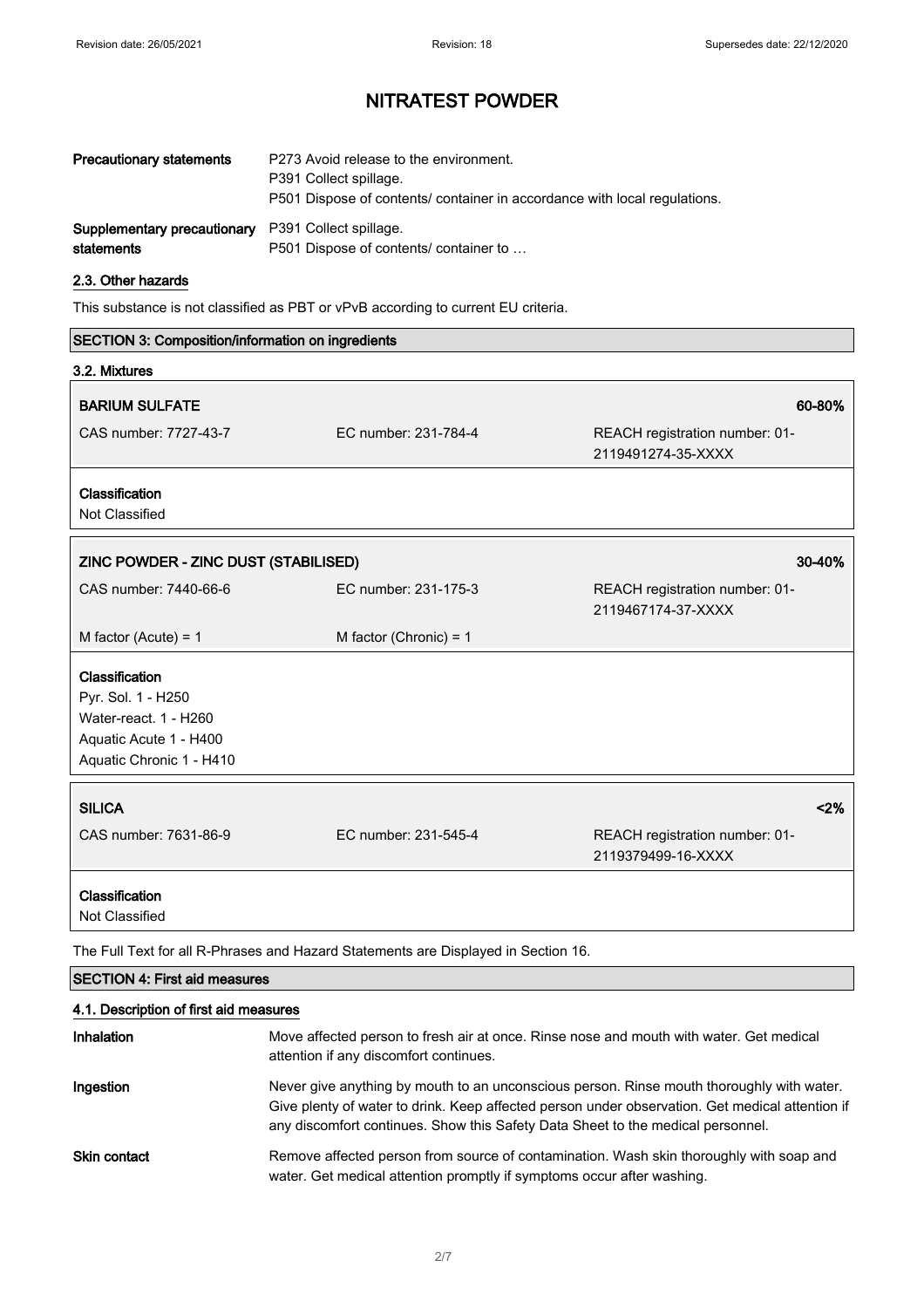| | |
|---|---|
| **Precautionary statements** | P273 Avoid release to the environment.<br>P391 Collect spillage.<br>P501 Dispose of contents/ container in accordance with local regulations. |
| **Supplementary precautionary statements** | P391 Collect spillage.<br>P501 Dispose of contents/ container to … |

### 2.3. Other hazards

This substance is not classified as PBT or vPvB according to current EU criteria.

## SECTION 3: Composition/information on ingredients

### 3.2. Mixtures

| **BARIUM SULFATE** | | **60-80%** |
|---|---|---|
| CAS number: 7727-43-7 | EC number: 231-784-4 | REACH registration number: 01-2119491274-35-XXXX |

**Classification**
Not Classified

| **ZINC POWDER - ZINC DUST (STABILISED)** | | **30-40%** |
|---|---|---|
| CAS number: 7440-66-6 | EC number: 231-175-3 | REACH registration number: 01-2119467174-37-XXXX |
| M factor (Acute) = 1 | M factor (Chronic) = 1 | |

**Classification**
Pyr. Sol. 1 - H250
Water-react. 1 - H260
Aquatic Acute 1 - H400
Aquatic Chronic 1 - H410

| **SILICA** | | **<2%** |
|---|---|---|
| CAS number: 7631-86-9 | EC number: 231-545-4 | REACH registration number: 01-2119379499-16-XXXX |

**Classification**
Not Classified

The Full Text for all R-Phrases and Hazard Statements are Displayed in Section 16.

## SECTION 4: First aid measures

### 4.1. Description of first aid measures

| | |
|---|---|
| **Inhalation** | Move affected person to fresh air at once. Rinse nose and mouth with water. Get medical attention if any discomfort continues. |
| **Ingestion** | Never give anything by mouth to an unconscious person. Rinse mouth thoroughly with water. Give plenty of water to drink. Keep affected person under observation. Get medical attention if any discomfort continues. Show this Safety Data Sheet to the medical personnel. |
| **Skin contact** | Remove affected person from source of contamination. Wash skin thoroughly with soap and water. Get medical attention promptly if symptoms occur after washing. |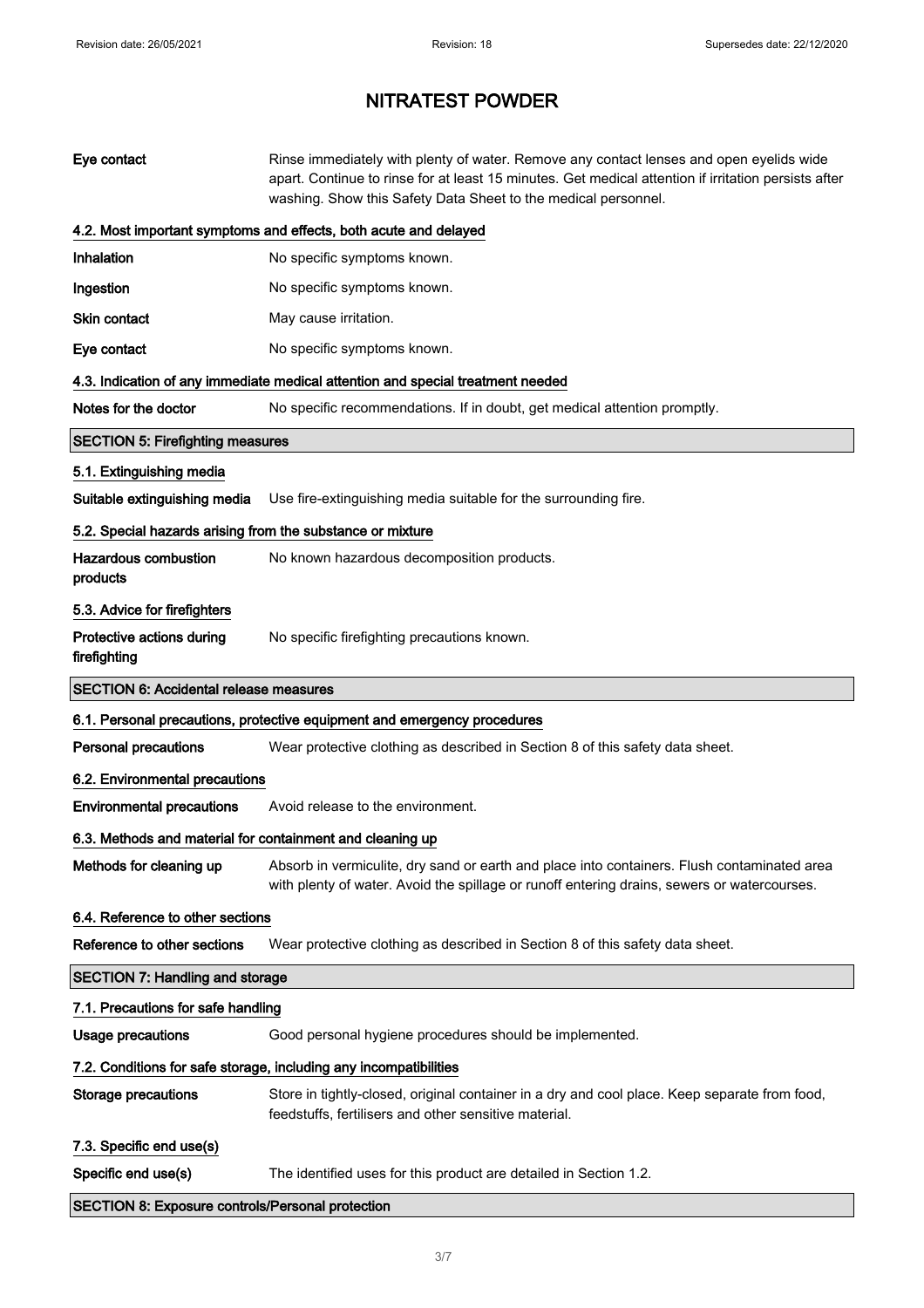# NITRATEST POWDER

**Eye contact** Rinse immediately with plenty of water. Remove any contact lenses and open eyelids wide apart. Continue to rinse for at least 15 minutes. Get medical attention if irritation persists after washing. Show this Safety Data Sheet to the medical personnel.

### 4.2. Most important symptoms and effects, both acute and delayed

**Inhalation** No specific symptoms known.

**Ingestion** No specific symptoms known.

**Skin contact** May cause irritation.

**Eye contact** No specific symptoms known.

### 4.3. Indication of any immediate medical attention and special treatment needed

**Notes for the doctor** No specific recommendations. If in doubt, get medical attention promptly.

## SECTION 5: Firefighting measures

### 5.1. Extinguishing media

**Suitable extinguishing media** Use fire-extinguishing media suitable for the surrounding fire.

### 5.2. Special hazards arising from the substance or mixture

**Hazardous combustion products** No known hazardous decomposition products.

### 5.3. Advice for firefighters

**Protective actions during firefighting** No specific firefighting precautions known.

## SECTION 6: Accidental release measures

### 6.1. Personal precautions, protective equipment and emergency procedures

**Personal precautions** Wear protective clothing as described in Section 8 of this safety data sheet.

### 6.2. Environmental precautions

**Environmental precautions** Avoid release to the environment.

### 6.3. Methods and material for containment and cleaning up

**Methods for cleaning up** Absorb in vermiculite, dry sand or earth and place into containers. Flush contaminated area with plenty of water. Avoid the spillage or runoff entering drains, sewers or watercourses.

### 6.4. Reference to other sections

**Reference to other sections** Wear protective clothing as described in Section 8 of this safety data sheet.

## SECTION 7: Handling and storage

### 7.1. Precautions for safe handling

**Usage precautions** Good personal hygiene procedures should be implemented.

### 7.2. Conditions for safe storage, including any incompatibilities

**Storage precautions** Store in tightly-closed, original container in a dry and cool place. Keep separate from food, feedstuffs, fertilisers and other sensitive material.

### 7.3. Specific end use(s)

**Specific end use(s)** The identified uses for this product are detailed in Section 1.2.

## SECTION 8: Exposure controls/Personal protection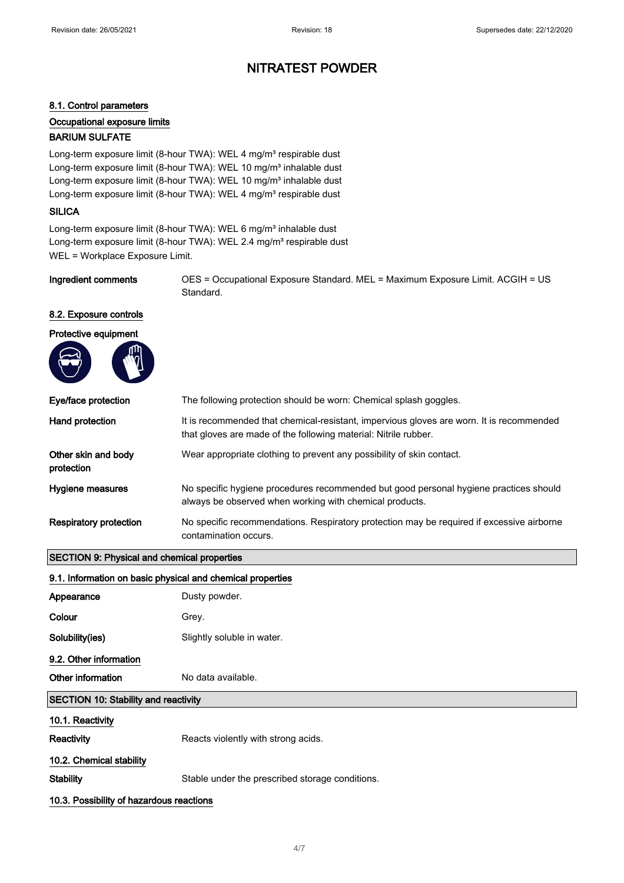# NITRATEST POWDER

### 8.1. Control parameters

#### Occupational exposure limits

**BARIUM SULFATE**

Long-term exposure limit (8-hour TWA): WEL 4 mg/m³ respirable dust
Long-term exposure limit (8-hour TWA): WEL 10 mg/m³ inhalable dust
Long-term exposure limit (8-hour TWA): WEL 10 mg/m³ inhalable dust
Long-term exposure limit (8-hour TWA): WEL 4 mg/m³ respirable dust

**SILICA**

Long-term exposure limit (8-hour TWA): WEL 6 mg/m³ inhalable dust
Long-term exposure limit (8-hour TWA): WEL 2.4 mg/m³ respirable dust
WEL = Workplace Exposure Limit.

**Ingredient comments** OES = Occupational Exposure Standard. MEL = Maximum Exposure Limit. ACGIH = US Standard.

### 8.2. Exposure controls

#### Protective equipment

**Eye/face protection** The following protection should be worn: Chemical splash goggles.

**Hand protection** It is recommended that chemical-resistant, impervious gloves are worn. It is recommended that gloves are made of the following material: Nitrile rubber.

**Other skin and body protection** Wear appropriate clothing to prevent any possibility of skin contact.

**Hygiene measures** No specific hygiene procedures recommended but good personal hygiene practices should always be observed when working with chemical products.

**Respiratory protection** No specific recommendations. Respiratory protection may be required if excessive airborne contamination occurs.

## SECTION 9: Physical and chemical properties

### 9.1. Information on basic physical and chemical properties

**Appearance** Dusty powder.

**Colour** Grey.

**Solubility(ies)** Slightly soluble in water.

### 9.2. Other information

**Other information** No data available.

## SECTION 10: Stability and reactivity

### 10.1. Reactivity

**Reactivity** Reacts violently with strong acids.

### 10.2. Chemical stability

**Stability** Stable under the prescribed storage conditions.

### 10.3. Possibility of hazardous reactions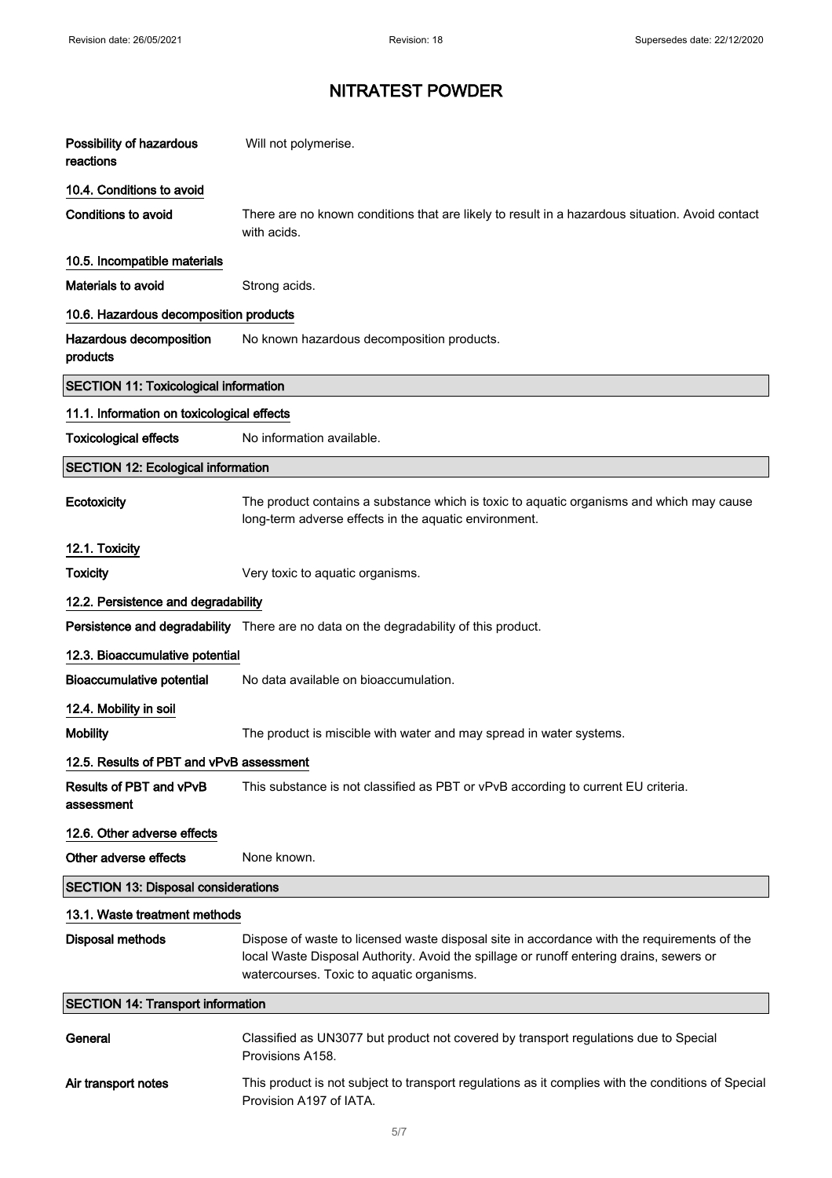| | |
|---|---|
| **Possibility of hazardous reactions** | Will not polymerise. |

### 10.4. Conditions to avoid

| | |
|---|---|
| **Conditions to avoid** | There are no known conditions that are likely to result in a hazardous situation. Avoid contact with acids. |

### 10.5. Incompatible materials

| | |
|---|---|
| **Materials to avoid** | Strong acids. |

### 10.6. Hazardous decomposition products

| | |
|---|---|
| **Hazardous decomposition products** | No known hazardous decomposition products. |

## SECTION 11: Toxicological information

### 11.1. Information on toxicological effects

| | |
|---|---|
| **Toxicological effects** | No information available. |

## SECTION 12: Ecological information

| | |
|---|---|
| **Ecotoxicity** | The product contains a substance which is toxic to aquatic organisms and which may cause long-term adverse effects in the aquatic environment. |

### 12.1. Toxicity

| | |
|---|---|
| **Toxicity** | Very toxic to aquatic organisms. |

### 12.2. Persistence and degradability

| | |
|---|---|
| **Persistence and degradability** | There are no data on the degradability of this product. |

### 12.3. Bioaccumulative potential

| | |
|---|---|
| **Bioaccumulative potential** | No data available on bioaccumulation. |

### 12.4. Mobility in soil

| | |
|---|---|
| **Mobility** | The product is miscible with water and may spread in water systems. |

### 12.5. Results of PBT and vPvB assessment

| | |
|---|---|
| **Results of PBT and vPvB assessment** | This substance is not classified as PBT or vPvB according to current EU criteria. |

### 12.6. Other adverse effects

| | |
|---|---|
| **Other adverse effects** | None known. |

## SECTION 13: Disposal considerations

### 13.1. Waste treatment methods

| | |
|---|---|
| **Disposal methods** | Dispose of waste to licensed waste disposal site in accordance with the requirements of the local Waste Disposal Authority. Avoid the spillage or runoff entering drains, sewers or watercourses. Toxic to aquatic organisms. |

## SECTION 14: Transport information

| | |
|---|---|
| **General** | Classified as UN3077 but product not covered by transport regulations due to Special Provisions A158. |
| **Air transport notes** | This product is not subject to transport regulations as it complies with the conditions of Special Provision A197 of IATA. |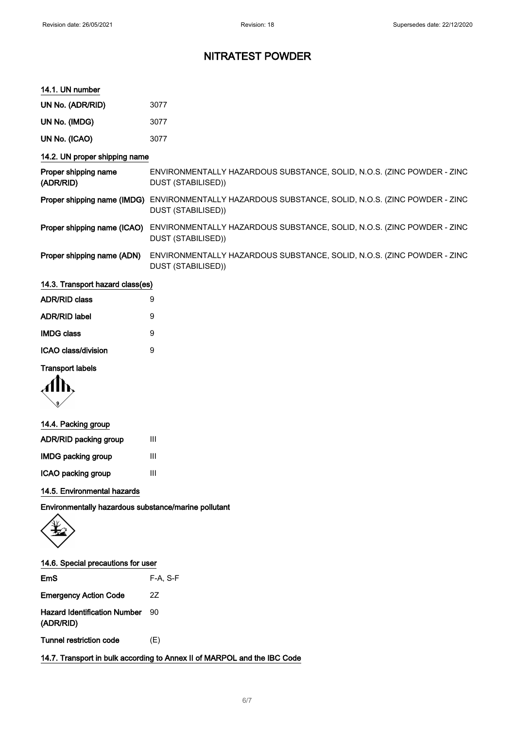# NITRATEST POWDER

### 14.1. UN number

| | |
|---|---|
| UN No. (ADR/RID) | 3077 |
| UN No. (IMDG) | 3077 |
| UN No. (ICAO) | 3077 |

### 14.2. UN proper shipping name

| | |
|---|---|
| Proper shipping name (ADR/RID) | ENVIRONMENTALLY HAZARDOUS SUBSTANCE, SOLID, N.O.S. (ZINC POWDER - ZINC DUST (STABILISED)) |
| Proper shipping name (IMDG) | ENVIRONMENTALLY HAZARDOUS SUBSTANCE, SOLID, N.O.S. (ZINC POWDER - ZINC DUST (STABILISED)) |
| Proper shipping name (ICAO) | ENVIRONMENTALLY HAZARDOUS SUBSTANCE, SOLID, N.O.S. (ZINC POWDER - ZINC DUST (STABILISED)) |
| Proper shipping name (ADN) | ENVIRONMENTALLY HAZARDOUS SUBSTANCE, SOLID, N.O.S. (ZINC POWDER - ZINC DUST (STABILISED)) |

### 14.3. Transport hazard class(es)

| | |
|---|---|
| ADR/RID class | 9 |
| ADR/RID label | 9 |
| IMDG class | 9 |
| ICAO class/division | 9 |

**Transport labels**

### 14.4. Packing group

| | |
|---|---|
| ADR/RID packing group | III |
| IMDG packing group | III |
| ICAO packing group | III |

### 14.5. Environmental hazards

**Environmentally hazardous substance/marine pollutant**

### 14.6. Special precautions for user

| | |
|---|---|
| EmS | F-A, S-F |
| Emergency Action Code | 2Z |
| Hazard Identification Number (ADR/RID) | 90 |
| Tunnel restriction code | (E) |

### 14.7. Transport in bulk according to Annex II of MARPOL and the IBC Code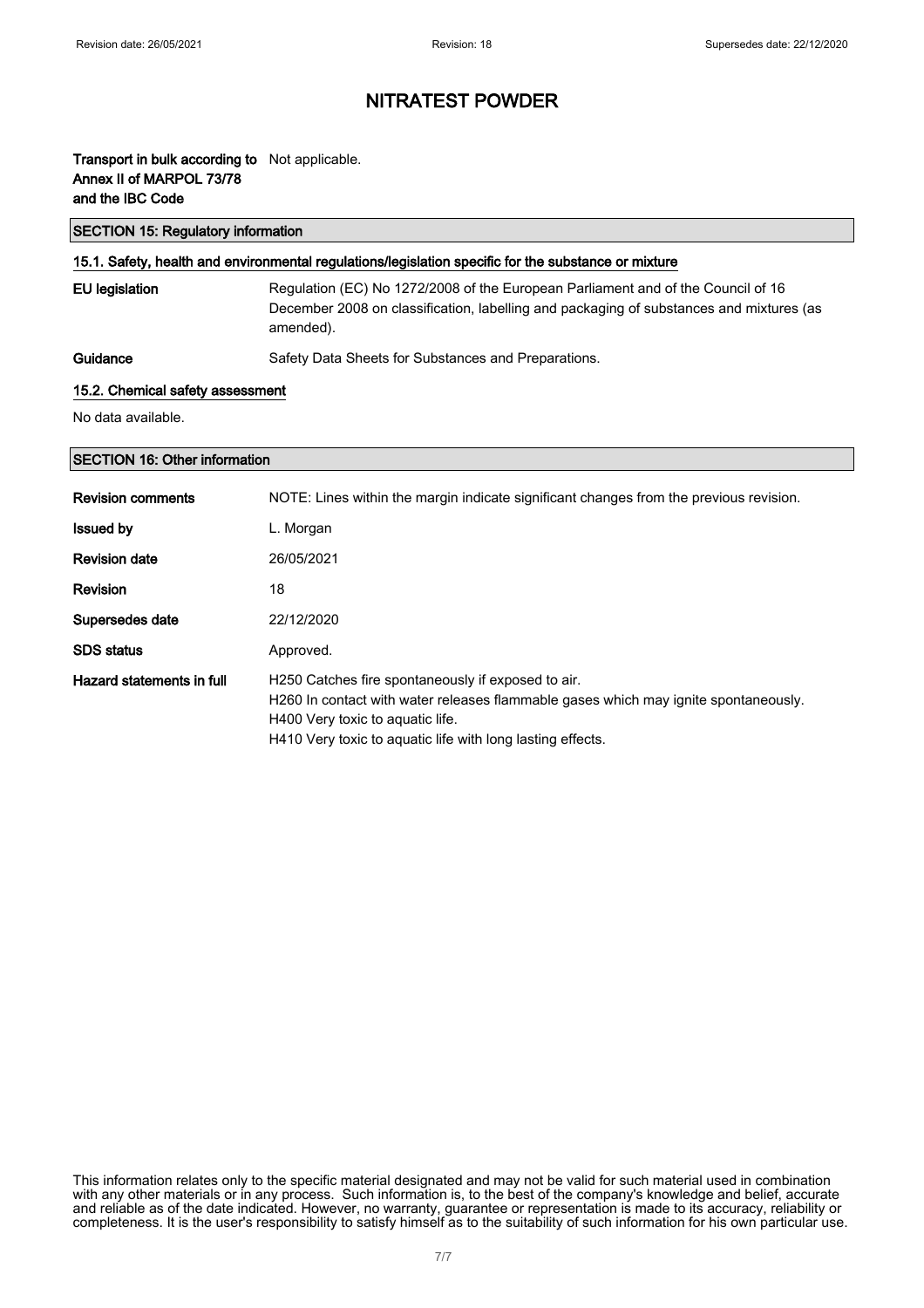# NITRATEST POWDER

| | |
|---|---|
| **Transport in bulk according to Annex II of MARPOL 73/78 and the IBC Code** | Not applicable. |

## SECTION 15: Regulatory information

### 15.1. Safety, health and environmental regulations/legislation specific for the substance or mixture

| | |
|---|---|
| **EU legislation** | Regulation (EC) No 1272/2008 of the European Parliament and of the Council of 16 December 2008 on classification, labelling and packaging of substances and mixtures (as amended). |
| **Guidance** | Safety Data Sheets for Substances and Preparations. |

### 15.2. Chemical safety assessment

No data available.

## SECTION 16: Other information

| | |
|---|---|
| **Revision comments** | NOTE: Lines within the margin indicate significant changes from the previous revision. |
| **Issued by** | L. Morgan |
| **Revision date** | 26/05/2021 |
| **Revision** | 18 |
| **Supersedes date** | 22/12/2020 |
| **SDS status** | Approved. |
| **Hazard statements in full** | H250 Catches fire spontaneously if exposed to air.<br>H260 In contact with water releases flammable gases which may ignite spontaneously.<br>H400 Very toxic to aquatic life.<br>H410 Very toxic to aquatic life with long lasting effects. |

This information relates only to the specific material designated and may not be valid for such material used in combination with any other materials or in any process. Such information is, to the best of the company's knowledge and belief, accurate and reliable as of the date indicated. However, no warranty, guarantee or representation is made to its accuracy, reliability or completeness. It is the user's responsibility to satisfy himself as to the suitability of such information for his own particular use.